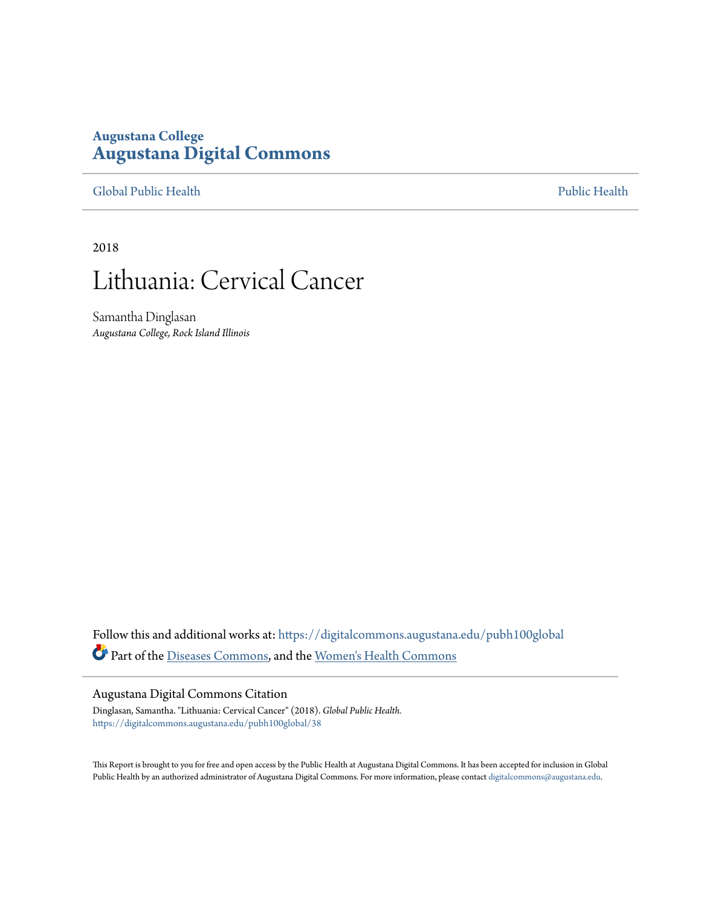Augustana College
**Augustana Digital Commons**

Global Public Health | Public Health

2018

# Lithuania: Cervical Cancer

Samantha Dinglasan
*Augustana College, Rock Island Illinois*

Follow this and additional works at: https://digitalcommons.augustana.edu/pubh100global

Part of the Diseases Commons, and the Women's Health Commons

## Augustana Digital Commons Citation

Dinglasan, Samantha. "Lithuania: Cervical Cancer" (2018). *Global Public Health.*
https://digitalcommons.augustana.edu/pubh100global/38

This Report is brought to you for free and open access by the Public Health at Augustana Digital Commons. It has been accepted for inclusion in Global Public Health by an authorized administrator of Augustana Digital Commons. For more information, please contact digitalcommons@augustana.edu.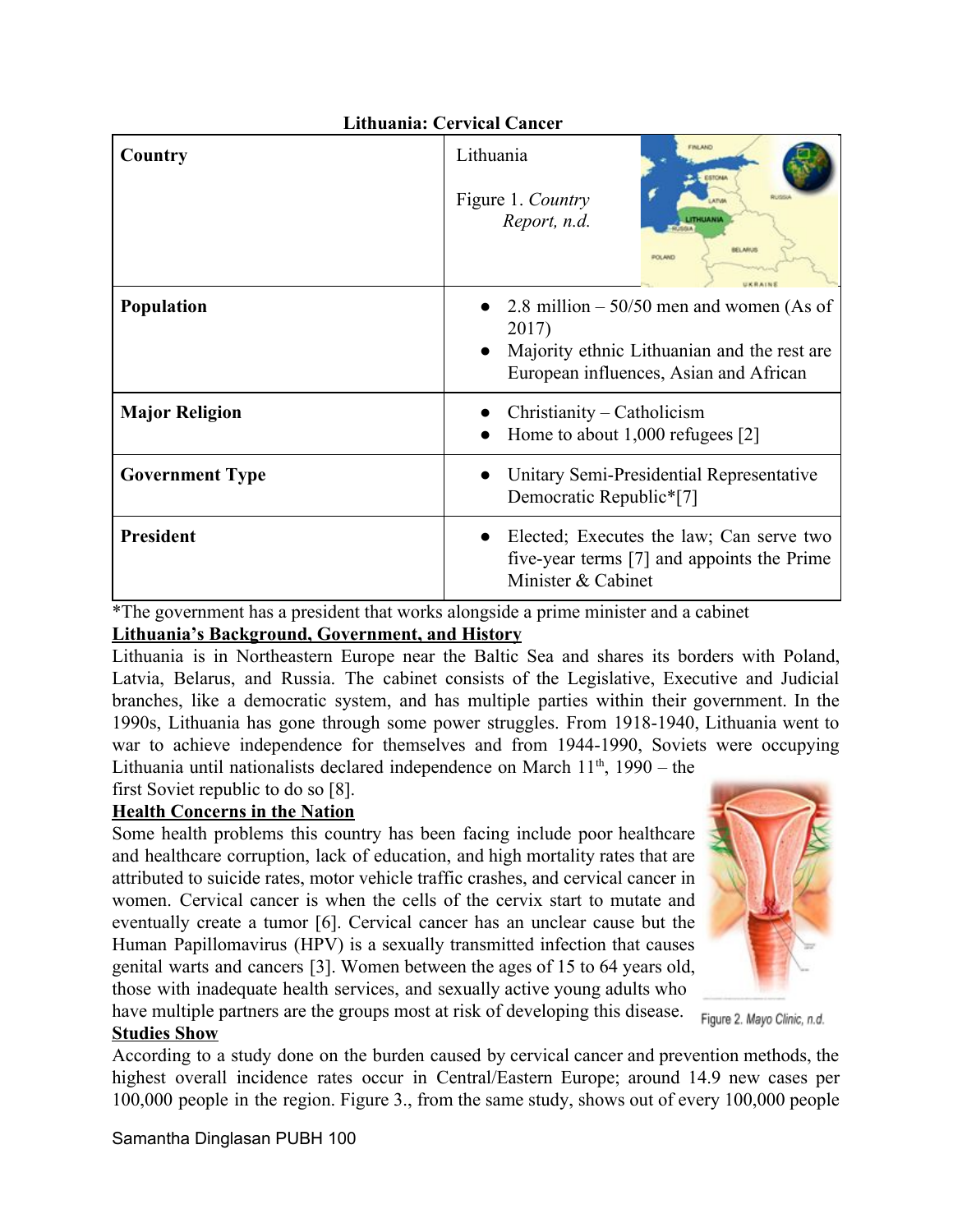**Lithuania: Cervical Cancer**

| Country | Lithuania<br><br>Figure 1. *Country Report, n.d.* |
|---|---|
| **Population** | • 2.8 million – 50/50 men and women (As of 2017)<br>• Majority ethnic Lithuanian and the rest are European influences, Asian and African |
| **Major Religion** | • Christianity – Catholicism<br>• Home to about 1,000 refugees [2] |
| **Government Type** | • Unitary Semi-Presidential Representative Democratic Republic*[7] |
| **President** | • Elected; Executes the law; Can serve two five-year terms [7] and appoints the Prime Minister & Cabinet |

*The government has a president that works alongside a prime minister and a cabinet

**Lithuania's Background, Government, and History**

Lithuania is in Northeastern Europe near the Baltic Sea and shares its borders with Poland, Latvia, Belarus, and Russia. The cabinet consists of the Legislative, Executive and Judicial branches, like a democratic system, and has multiple parties within their government. In the 1990s, Lithuania has gone through some power struggles. From 1918-1940, Lithuania went to war to achieve independence for themselves and from 1944-1990, Soviets were occupying Lithuania until nationalists declared independence on March 11th, 1990 – the first Soviet republic to do so [8].

**Health Concerns in the Nation**

Some health problems this country has been facing include poor healthcare and healthcare corruption, lack of education, and high mortality rates that are attributed to suicide rates, motor vehicle traffic crashes, and cervical cancer in women. Cervical cancer is when the cells of the cervix start to mutate and eventually create a tumor [6]. Cervical cancer has an unclear cause but the Human Papillomavirus (HPV) is a sexually transmitted infection that causes genital warts and cancers [3]. Women between the ages of 15 to 64 years old, those with inadequate health services, and sexually active young adults who have multiple partners are the groups most at risk of developing this disease.

Figure 2. *Mayo Clinic, n.d.*

**Studies Show**

According to a study done on the burden caused by cervical cancer and prevention methods, the highest overall incidence rates occur in Central/Eastern Europe; around 14.9 new cases per 100,000 people in the region. Figure 3., from the same study, shows out of every 100,000 people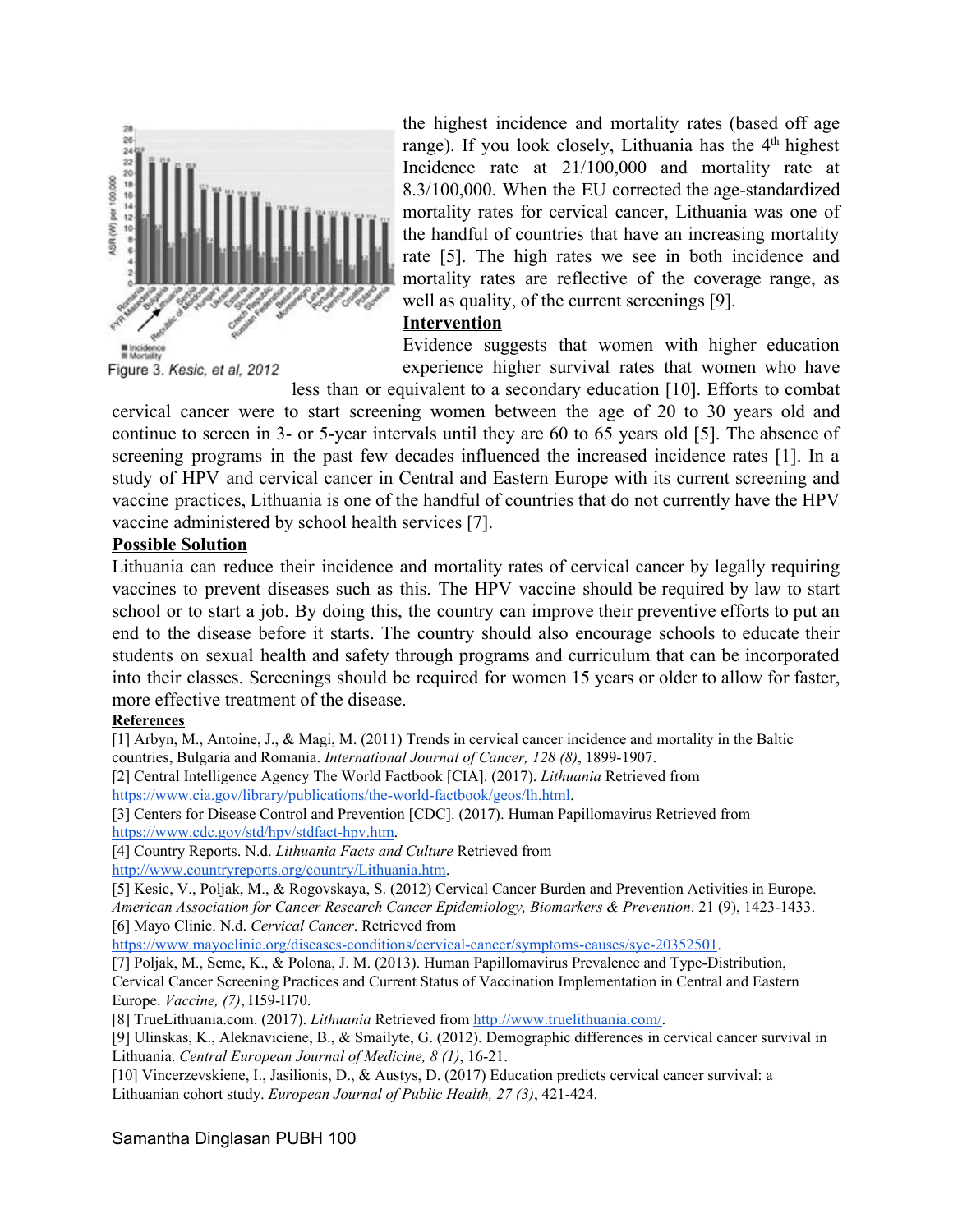ASR (W) per 100,000

28
26
24
22
20
18
16
14
12
10
8
6
4
2
0

Romania
FYR Macedonia
Bulgaria
Lithuania
Serbia
Republic of Moldova
Hungary
Ukraine
Estonia
Slovakia
Czech Republic
Russian Federation
Belarus
Montenegro
Latvia
Portugal
Denmark
Croatia
Poland
Slovenia

■ Incidence
■ Mortality

Figure 3. *Kesic, et al, 2012*

the highest incidence and mortality rates (based off age range). If you look closely, Lithuania has the 4th highest Incidence rate at 21/100,000 and mortality rate at 8.3/100,000. When the EU corrected the age-standardized mortality rates for cervical cancer, Lithuania was one of the handful of countries that have an increasing mortality rate [5]. The high rates we see in both incidence and mortality rates are reflective of the coverage range, as well as quality, of the current screenings [9].

**Intervention**

Evidence suggests that women with higher education experience higher survival rates that women who have less than or equivalent to a secondary education [10]. Efforts to combat cervical cancer were to start screening women between the age of 20 to 30 years old and continue to screen in 3- or 5-year intervals until they are 60 to 65 years old [5]. The absence of screening programs in the past few decades influenced the increased incidence rates [1]. In a study of HPV and cervical cancer in Central and Eastern Europe with its current screening and vaccine practices, Lithuania is one of the handful of countries that do not currently have the HPV vaccine administered by school health services [7].

**Possible Solution**

Lithuania can reduce their incidence and mortality rates of cervical cancer by legally requiring vaccines to prevent diseases such as this. The HPV vaccine should be required by law to start school or to start a job. By doing this, the country can improve their preventive efforts to put an end to the disease before it starts. The country should also encourage schools to educate their students on sexual health and safety through programs and curriculum that can be incorporated into their classes. Screenings should be required for women 15 years or older to allow for faster, more effective treatment of the disease.

**References**

[1] Arbyn, M., Antoine, J., & Magi, M. (2011) Trends in cervical cancer incidence and mortality in the Baltic countries, Bulgaria and Romania. *International Journal of Cancer, 128 (8)*, 1899-1907.

[2] Central Intelligence Agency The World Factbook [CIA]. (2017). *Lithuania* Retrieved from https://www.cia.gov/library/publications/the-world-factbook/geos/lh.html.

[3] Centers for Disease Control and Prevention [CDC]. (2017). Human Papillomavirus Retrieved from https://www.cdc.gov/std/hpv/stdfact-hpv.htm.

[4] Country Reports. N.d. *Lithuania Facts and Culture* Retrieved from http://www.countryreports.org/country/Lithuania.htm.

[5] Kesic, V., Poljak, M., & Rogovskaya, S. (2012) Cervical Cancer Burden and Prevention Activities in Europe. *American Association for Cancer Research Cancer Epidemiology, Biomarkers & Prevention*. 21 (9), 1423-1433.

[6] Mayo Clinic. N.d. *Cervical Cancer*. Retrieved from https://www.mayoclinic.org/diseases-conditions/cervical-cancer/symptoms-causes/syc-20352501.

[7] Poljak, M., Seme, K., & Polona, J. M. (2013). Human Papillomavirus Prevalence and Type-Distribution, Cervical Cancer Screening Practices and Current Status of Vaccination Implementation in Central and Eastern Europe. *Vaccine, (7)*, H59-H70.

[8] TrueLithuania.com. (2017). *Lithuania* Retrieved from http://www.truelithuania.com/.

[9] Ulinskas, K., Aleknaviciene, B., & Smailyte, G. (2012). Demographic differences in cervical cancer survival in Lithuania. *Central European Journal of Medicine, 8 (1)*, 16-21.

[10] Vincerzevskiene, I., Jasilionis, D., & Austys, D. (2017) Education predicts cervical cancer survival: a Lithuanian cohort study. *European Journal of Public Health, 27 (3)*, 421-424.

Samantha Dinglasan PUBH 100